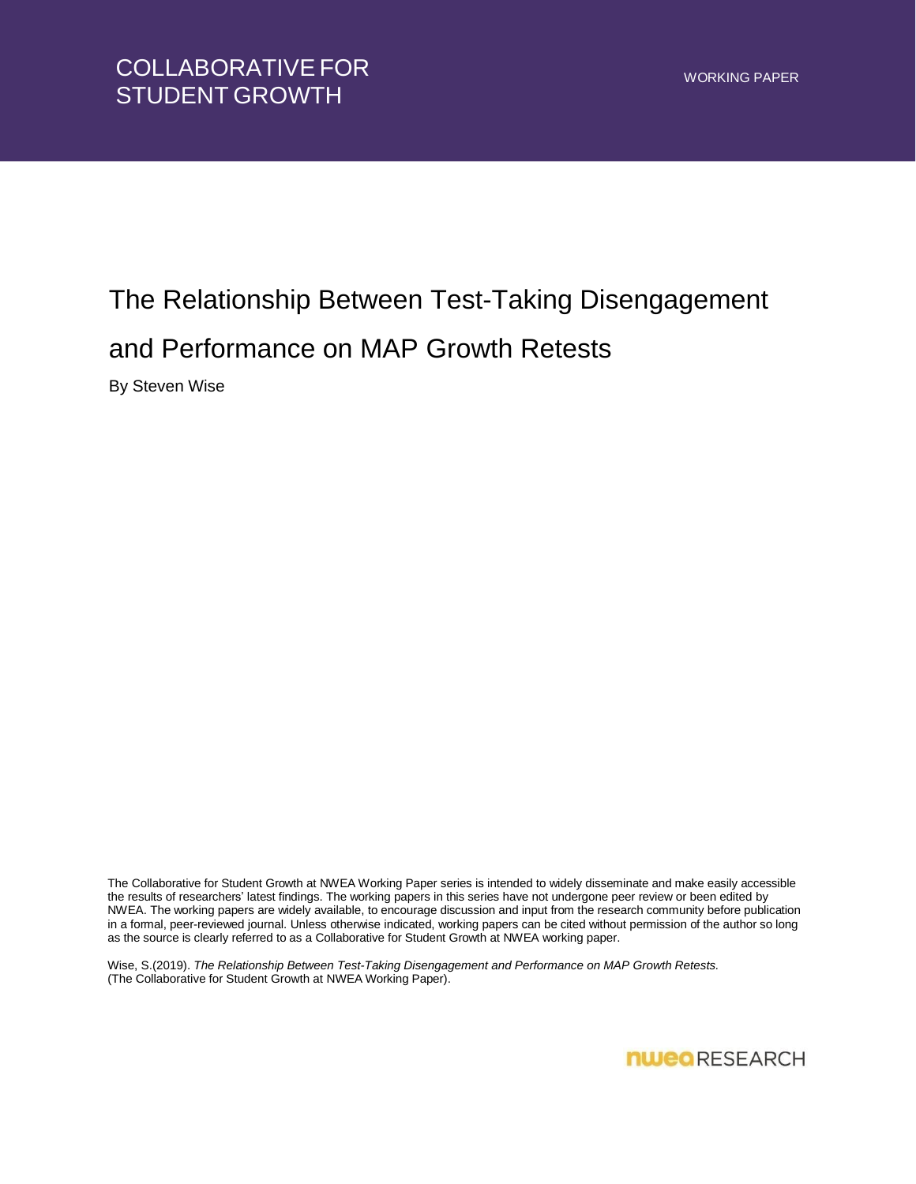COLLABORATIVE FOR STUDENT GROWTH

WORKING PAPER

# The Relationship Between Test-Taking Disengagement and Performance on MAP Growth Retests

By Steven Wise

The Collaborative for Student Growth at NWEA Working Paper series is intended to widely disseminate and make easily accessible the results of researchers' latest findings. The working papers in this series have not undergone peer review or been edited by NWEA. The working papers are widely available, to encourage discussion and input from the research community before publication in a formal, peer-reviewed journal. Unless otherwise indicated, working papers can be cited without permission of the author so long as the source is clearly referred to as a Collaborative for Student Growth at NWEA working paper.

Wise, S.(2019). *The Relationship Between Test-Taking Disengagement and Performance on MAP Growth Retests.* (The Collaborative for Student Growth at NWEA Working Paper).

NWEA RESEARCH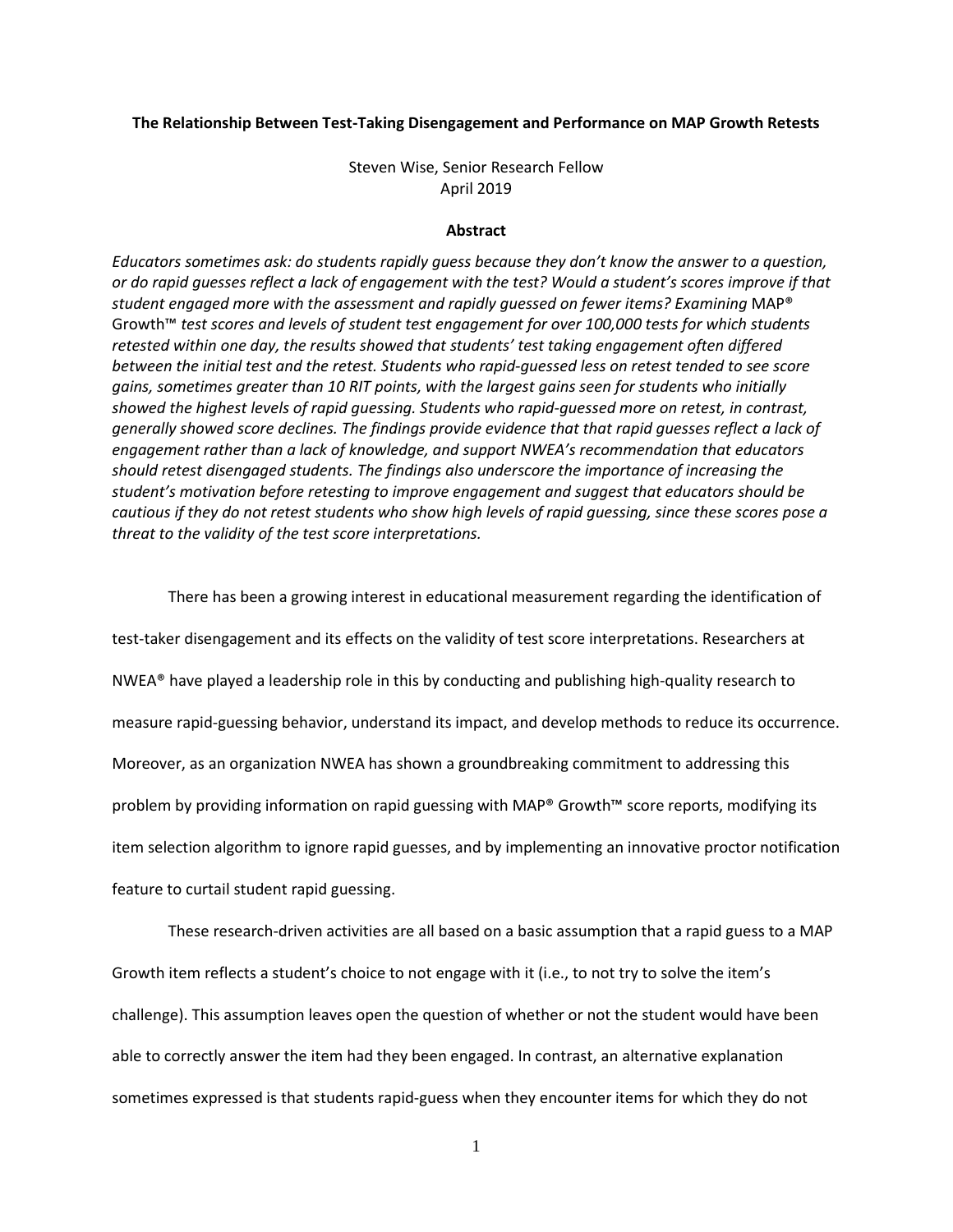**The Relationship Between Test-Taking Disengagement and Performance on MAP Growth Retests**

Steven Wise, Senior Research Fellow
April 2019

**Abstract**

*Educators sometimes ask: do students rapidly guess because they don't know the answer to a question, or do rapid guesses reflect a lack of engagement with the test? Would a student's scores improve if that student engaged more with the assessment and rapidly guessed on fewer items? Examining* MAP® Growth™ *test scores and levels of student test engagement for over 100,000 tests for which students retested within one day, the results showed that students' test taking engagement often differed between the initial test and the retest. Students who rapid-guessed less on retest tended to see score gains, sometimes greater than 10 RIT points, with the largest gains seen for students who initially showed the highest levels of rapid guessing. Students who rapid-guessed more on retest, in contrast, generally showed score declines. The findings provide evidence that that rapid guesses reflect a lack of engagement rather than a lack of knowledge, and support NWEA's recommendation that educators should retest disengaged students. The findings also underscore the importance of increasing the student's motivation before retesting to improve engagement and suggest that educators should be cautious if they do not retest students who show high levels of rapid guessing, since these scores pose a threat to the validity of the test score interpretations.*

There has been a growing interest in educational measurement regarding the identification of test-taker disengagement and its effects on the validity of test score interpretations. Researchers at NWEA® have played a leadership role in this by conducting and publishing high-quality research to measure rapid-guessing behavior, understand its impact, and develop methods to reduce its occurrence. Moreover, as an organization NWEA has shown a groundbreaking commitment to addressing this problem by providing information on rapid guessing with MAP® Growth™ score reports, modifying its item selection algorithm to ignore rapid guesses, and by implementing an innovative proctor notification feature to curtail student rapid guessing.

These research-driven activities are all based on a basic assumption that a rapid guess to a MAP Growth item reflects a student's choice to not engage with it (i.e., to not try to solve the item's challenge). This assumption leaves open the question of whether or not the student would have been able to correctly answer the item had they been engaged. In contrast, an alternative explanation sometimes expressed is that students rapid-guess when they encounter items for which they do not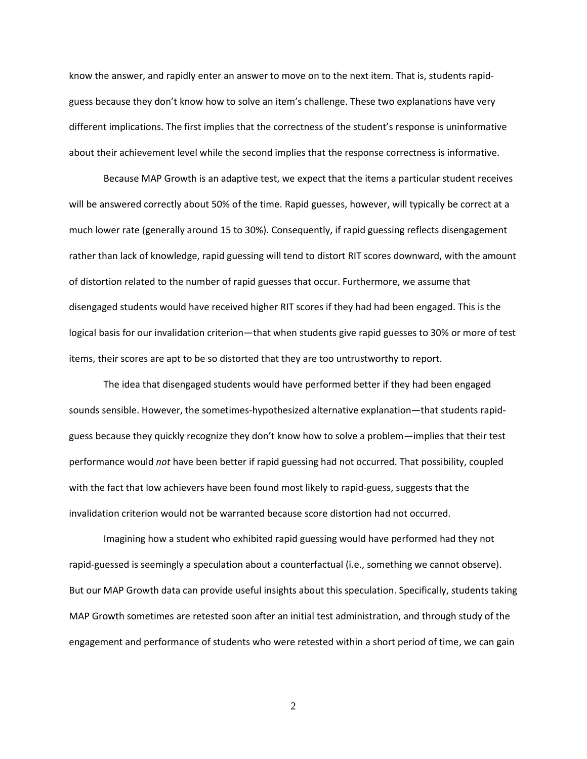know the answer, and rapidly enter an answer to move on to the next item. That is, students rapid-guess because they don't know how to solve an item's challenge. These two explanations have very different implications. The first implies that the correctness of the student's response is uninformative about their achievement level while the second implies that the response correctness is informative.

Because MAP Growth is an adaptive test, we expect that the items a particular student receives will be answered correctly about 50% of the time. Rapid guesses, however, will typically be correct at a much lower rate (generally around 15 to 30%). Consequently, if rapid guessing reflects disengagement rather than lack of knowledge, rapid guessing will tend to distort RIT scores downward, with the amount of distortion related to the number of rapid guesses that occur. Furthermore, we assume that disengaged students would have received higher RIT scores if they had had been engaged. This is the logical basis for our invalidation criterion—that when students give rapid guesses to 30% or more of test items, their scores are apt to be so distorted that they are too untrustworthy to report.

The idea that disengaged students would have performed better if they had been engaged sounds sensible. However, the sometimes-hypothesized alternative explanation—that students rapid-guess because they quickly recognize they don't know how to solve a problem—implies that their test performance would *not* have been better if rapid guessing had not occurred. That possibility, coupled with the fact that low achievers have been found most likely to rapid-guess, suggests that the invalidation criterion would not be warranted because score distortion had not occurred.

Imagining how a student who exhibited rapid guessing would have performed had they not rapid-guessed is seemingly a speculation about a counterfactual (i.e., something we cannot observe). But our MAP Growth data can provide useful insights about this speculation. Specifically, students taking MAP Growth sometimes are retested soon after an initial test administration, and through study of the engagement and performance of students who were retested within a short period of time, we can gain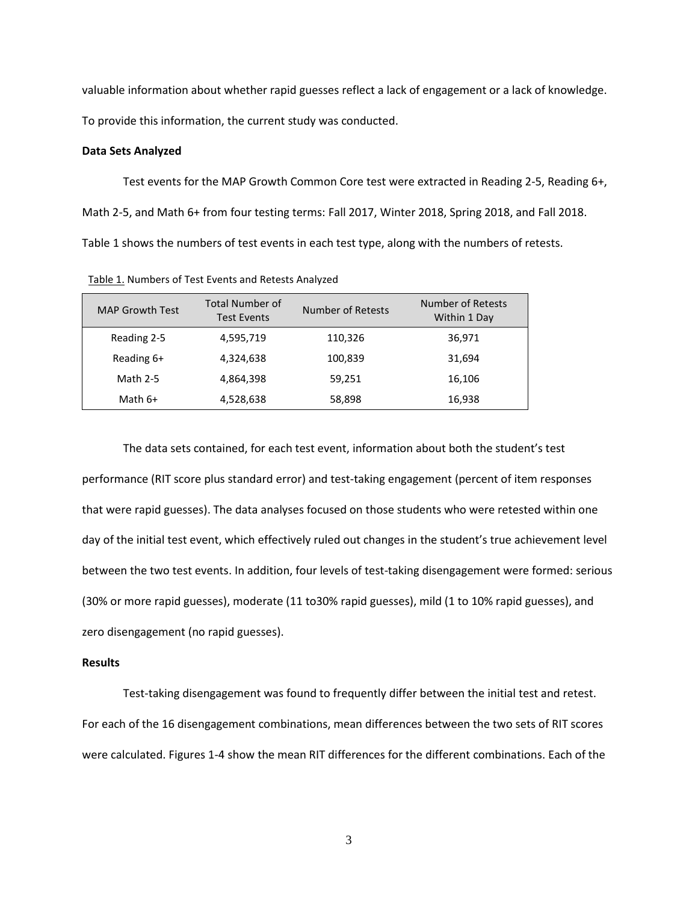valuable information about whether rapid guesses reflect a lack of engagement or a lack of knowledge. To provide this information, the current study was conducted.

**Data Sets Analyzed**

Test events for the MAP Growth Common Core test were extracted in Reading 2-5, Reading 6+, Math 2-5, and Math 6+ from four testing terms: Fall 2017, Winter 2018, Spring 2018, and Fall 2018. Table 1 shows the numbers of test events in each test type, along with the numbers of retests.

Table 1. Numbers of Test Events and Retests Analyzed

| MAP Growth Test | Total Number of Test Events | Number of Retests | Number of Retests Within 1 Day |
|---|---|---|---|
| Reading 2-5 | 4,595,719 | 110,326 | 36,971 |
| Reading 6+ | 4,324,638 | 100,839 | 31,694 |
| Math 2-5 | 4,864,398 | 59,251 | 16,106 |
| Math 6+ | 4,528,638 | 58,898 | 16,938 |

The data sets contained, for each test event, information about both the student's test performance (RIT score plus standard error) and test-taking engagement (percent of item responses that were rapid guesses). The data analyses focused on those students who were retested within one day of the initial test event, which effectively ruled out changes in the student's true achievement level between the two test events. In addition, four levels of test-taking disengagement were formed: serious (30% or more rapid guesses), moderate (11 to30% rapid guesses), mild (1 to 10% rapid guesses), and zero disengagement (no rapid guesses).

**Results**

Test-taking disengagement was found to frequently differ between the initial test and retest. For each of the 16 disengagement combinations, mean differences between the two sets of RIT scores were calculated. Figures 1-4 show the mean RIT differences for the different combinations. Each of the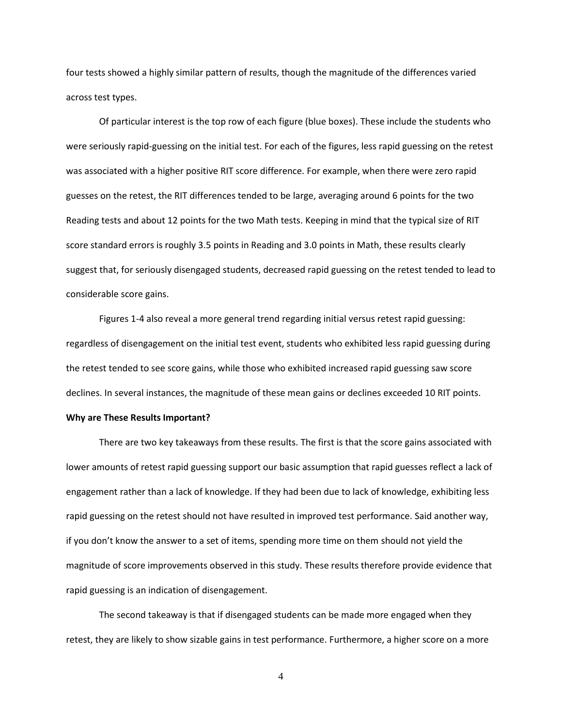four tests showed a highly similar pattern of results, though the magnitude of the differences varied across test types.

Of particular interest is the top row of each figure (blue boxes). These include the students who were seriously rapid-guessing on the initial test. For each of the figures, less rapid guessing on the retest was associated with a higher positive RIT score difference. For example, when there were zero rapid guesses on the retest, the RIT differences tended to be large, averaging around 6 points for the two Reading tests and about 12 points for the two Math tests. Keeping in mind that the typical size of RIT score standard errors is roughly 3.5 points in Reading and 3.0 points in Math, these results clearly suggest that, for seriously disengaged students, decreased rapid guessing on the retest tended to lead to considerable score gains.

Figures 1-4 also reveal a more general trend regarding initial versus retest rapid guessing: regardless of disengagement on the initial test event, students who exhibited less rapid guessing during the retest tended to see score gains, while those who exhibited increased rapid guessing saw score declines. In several instances, the magnitude of these mean gains or declines exceeded 10 RIT points.

**Why are These Results Important?**

There are two key takeaways from these results. The first is that the score gains associated with lower amounts of retest rapid guessing support our basic assumption that rapid guesses reflect a lack of engagement rather than a lack of knowledge. If they had been due to lack of knowledge, exhibiting less rapid guessing on the retest should not have resulted in improved test performance. Said another way, if you don't know the answer to a set of items, spending more time on them should not yield the magnitude of score improvements observed in this study. These results therefore provide evidence that rapid guessing is an indication of disengagement.

The second takeaway is that if disengaged students can be made more engaged when they retest, they are likely to show sizable gains in test performance. Furthermore, a higher score on a more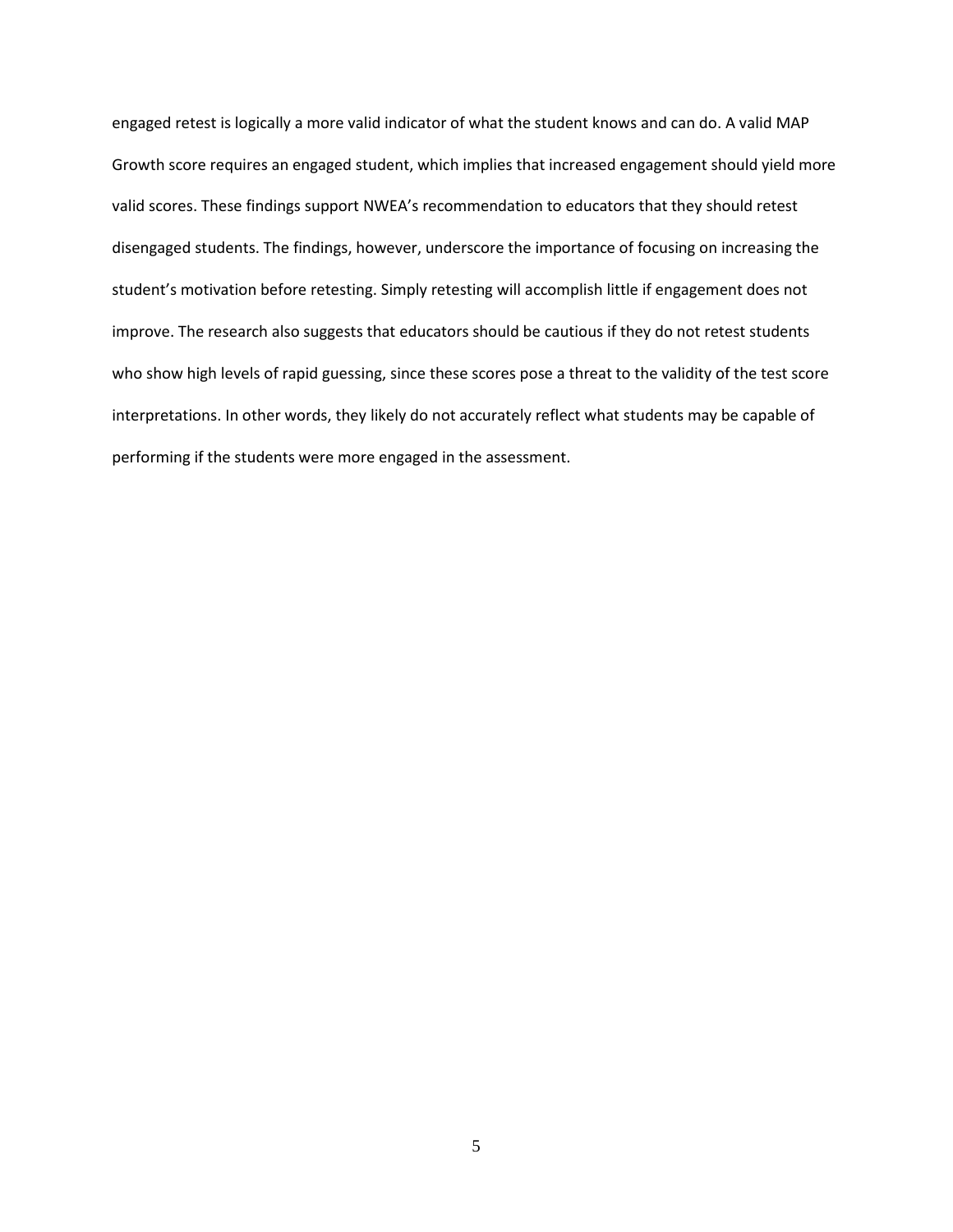engaged retest is logically a more valid indicator of what the student knows and can do. A valid MAP Growth score requires an engaged student, which implies that increased engagement should yield more valid scores. These findings support NWEA's recommendation to educators that they should retest disengaged students. The findings, however, underscore the importance of focusing on increasing the student's motivation before retesting. Simply retesting will accomplish little if engagement does not improve. The research also suggests that educators should be cautious if they do not retest students who show high levels of rapid guessing, since these scores pose a threat to the validity of the test score interpretations. In other words, they likely do not accurately reflect what students may be capable of performing if the students were more engaged in the assessment.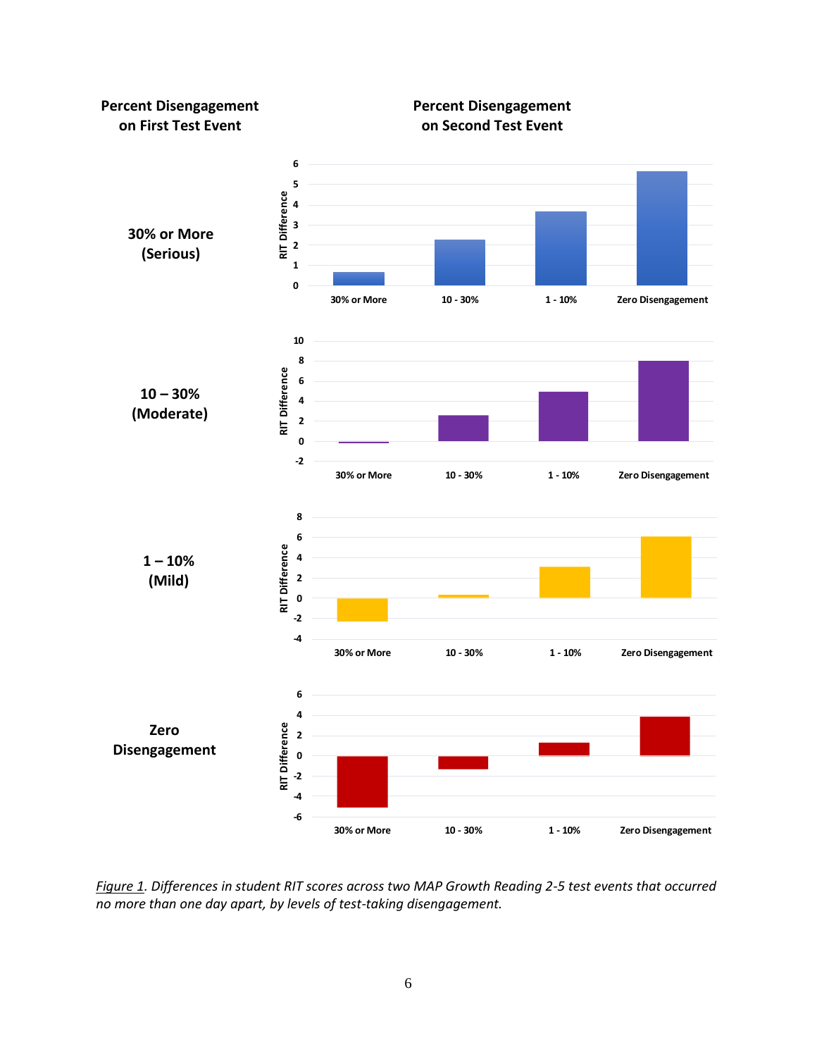Percent Disengagement on First Test Event

Percent Disengagement on Second Test Event

30% or More (Serious)

RIT Difference

6
5
4
3
2
1
0

30% or More
10 - 30%
1 - 10%
Zero Disengagement

10 – 30% (Moderate)

RIT Difference

10
8
6
4
2
0
-2

30% or More
10 - 30%
1 - 10%
Zero Disengagement

1 – 10% (Mild)

RIT Difference

8
6
4
2
0
-2
-4

30% or More
10 - 30%
1 - 10%
Zero Disengagement

Zero Disengagement

RIT Difference

6
4
2
0
-2
-4
-6

30% or More
10 - 30%
1 - 10%
Zero Disengagement

*Figure 1. Differences in student RIT scores across two MAP Growth Reading 2-5 test events that occurred no more than one day apart, by levels of test-taking disengagement.*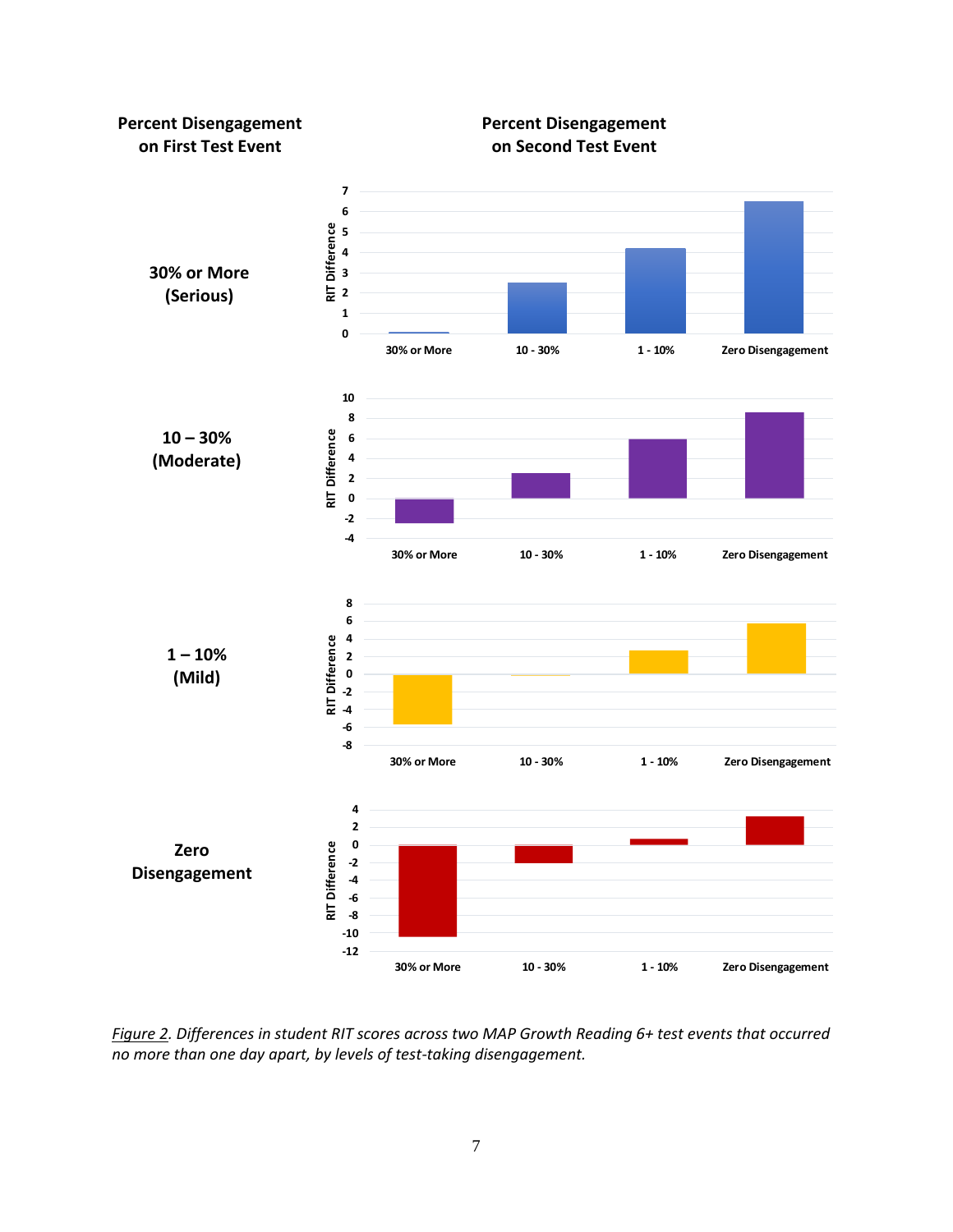Percent Disengagement on First Test Event

Percent Disengagement on Second Test Event

30% or More (Serious)

RIT Difference

7
6
5
4
3
2
1
0

30% or More
10 - 30%
1 - 10%
Zero Disengagement

10 – 30% (Moderate)

RIT Difference

10
8
6
4
2
0
-2
-4

30% or More
10 - 30%
1 - 10%
Zero Disengagement

1 – 10% (Mild)

RIT Difference

8
6
4
2
0
-2
-4
-6
-8

30% or More
10 - 30%
1 - 10%
Zero Disengagement

Zero Disengagement

RIT Difference

4
2
0
-2
-4
-6
-8
-10
-12

30% or More
10 - 30%
1 - 10%
Zero Disengagement

*<u>Figure 2</u>. Differences in student RIT scores across two MAP Growth Reading 6+ test events that occurred no more than one day apart, by levels of test-taking disengagement.*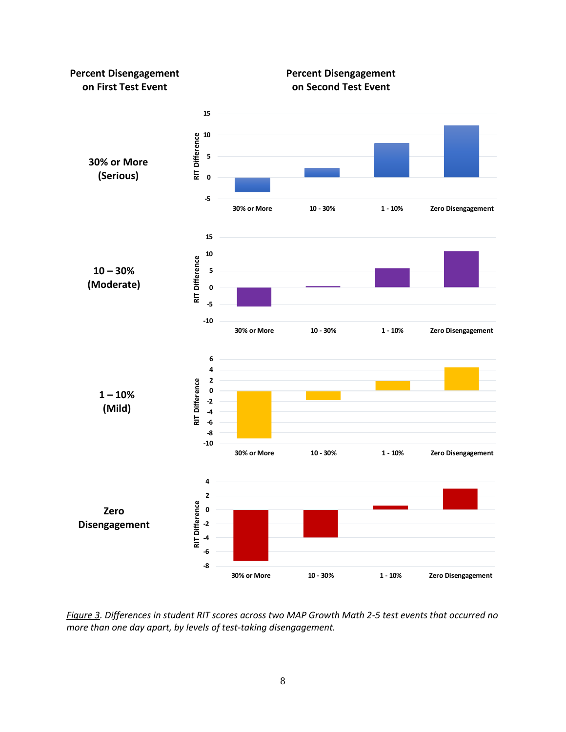Percent Disengagement on First Test Event

Percent Disengagement on Second Test Event

30% or More (Serious)

RIT Difference

15
10
5
0
-5

30% or More
10 - 30%
1 - 10%
Zero Disengagement

10 – 30% (Moderate)

RIT Difference

15
10
5
0
-5
-10

30% or More
10 - 30%
1 - 10%
Zero Disengagement

1 – 10% (Mild)

RIT Difference

6
4
2
0
-2
-4
-6
-8
-10

30% or More
10 - 30%
1 - 10%
Zero Disengagement

Zero Disengagement

RIT Difference

4
2
0
-2
-4
-6
-8

30% or More
10 - 30%
1 - 10%
Zero Disengagement

*Figure 3. Differences in student RIT scores across two MAP Growth Math 2-5 test events that occurred no more than one day apart, by levels of test-taking disengagement.*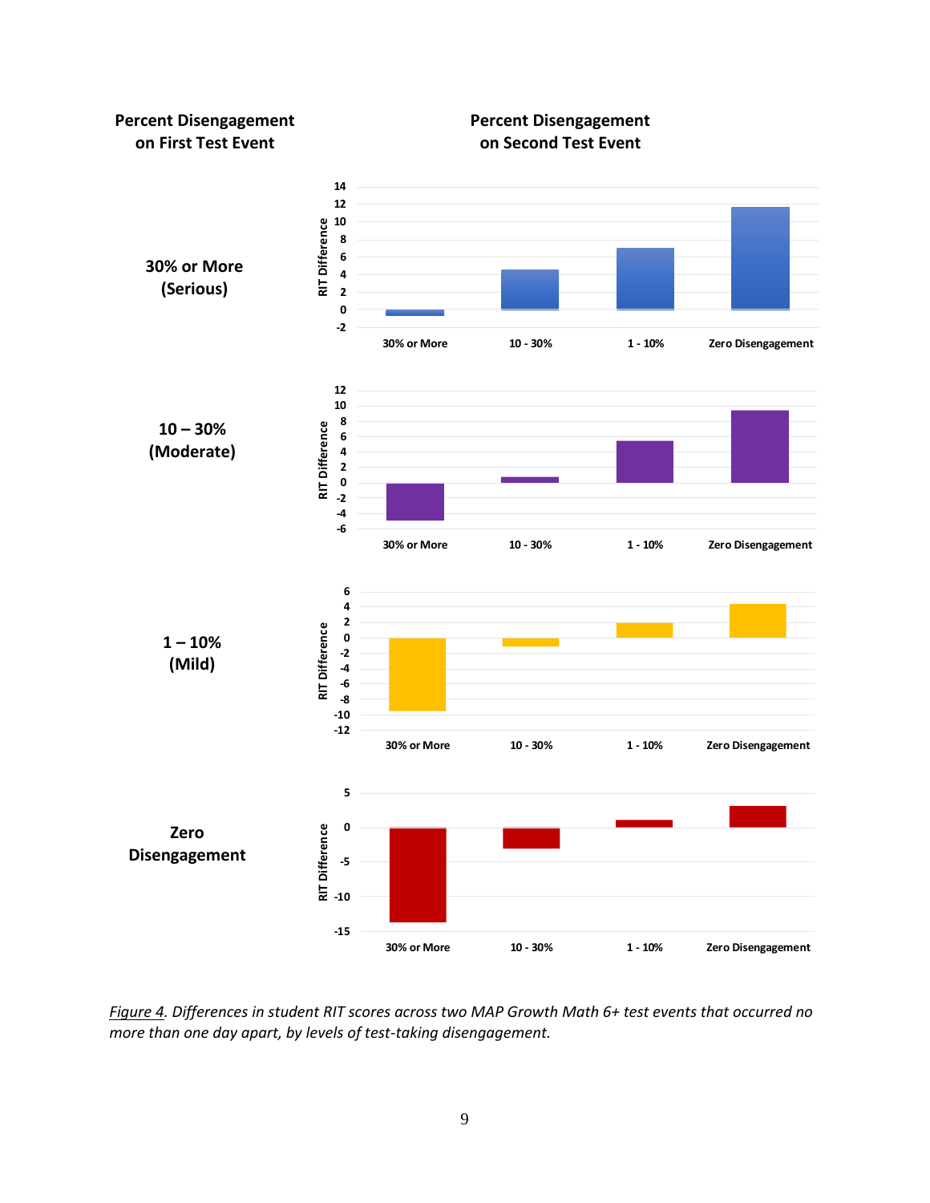Percent Disengagement on First Test Event

Percent Disengagement on Second Test Event

30% or More (Serious)

RIT Difference

14
12
10
8
6
4
2
0
-2

30% or More
10 - 30%
1 - 10%
Zero Disengagement

10 – 30% (Moderate)

RIT Difference

12
10
8
6
4
2
0
-2
-4
-6

30% or More
10 - 30%
1 - 10%
Zero Disengagement

1 – 10% (Mild)

RIT Difference

6
4
2
0
-2
-4
-6
-8
-10
-12

30% or More
10 - 30%
1 - 10%
Zero Disengagement

Zero Disengagement

RIT Difference

5
0
-5
-10
-15

30% or More
10 - 30%
1 - 10%
Zero Disengagement

*Figure 4. Differences in student RIT scores across two MAP Growth Math 6+ test events that occurred no more than one day apart, by levels of test-taking disengagement.*